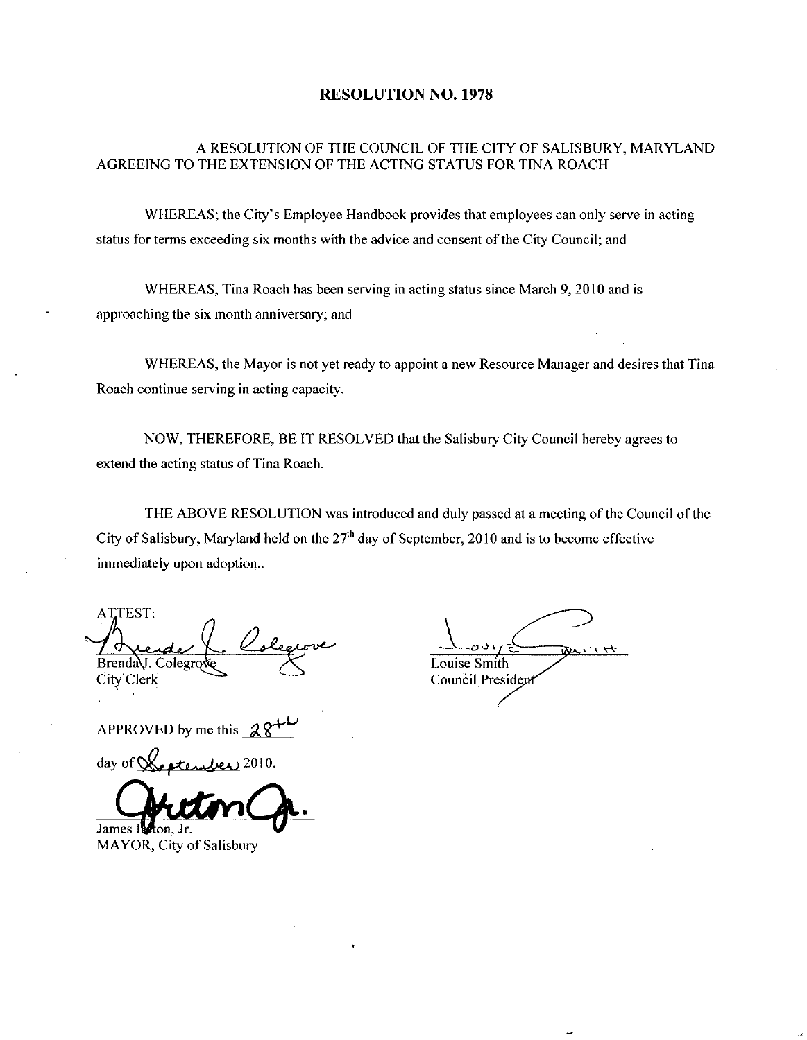# RESOLUTION NO. 1978

A RESOLUTION OF THE COUNCIL OF THE CITY OF SALISBURY, MARYLAND AGREEING TO THE EXTENSION OF THE ACTING STATUS FOR TINA ROACH

WHEREAS; the City's Employee Handbook provides that employees can only serve in acting status for terms exceeding six months with the advice and consent of the City Council; and

WHEREAS, Tina Roach has been serving in acting status since March 9, 2010 and is approaching the six month anniversary; and

WHEREAS, the Mayor is not yet ready to appoint a new Resource Manager and desires that Tina Roach continue serving in acting capacity.

NOW, THEREFORE, BE IT RESOLVED that the Salisbury City Council hereby agrees to extend the acting status of Tina Roach.

THE ABOVE RESOLUTION was introduced and duly passed at a meeting of the Council of the City of Salisbury, Maryland held on the 27th day of September, 2010 and is to become effective immediately upon adoption..

ATTEST:

Brenda J. Colegrove
City Clerk

Louise Smith
Council President

APPROVED by me this 28th day of September 2010.

James Ireton, Jr.
MAYOR, City of Salisbury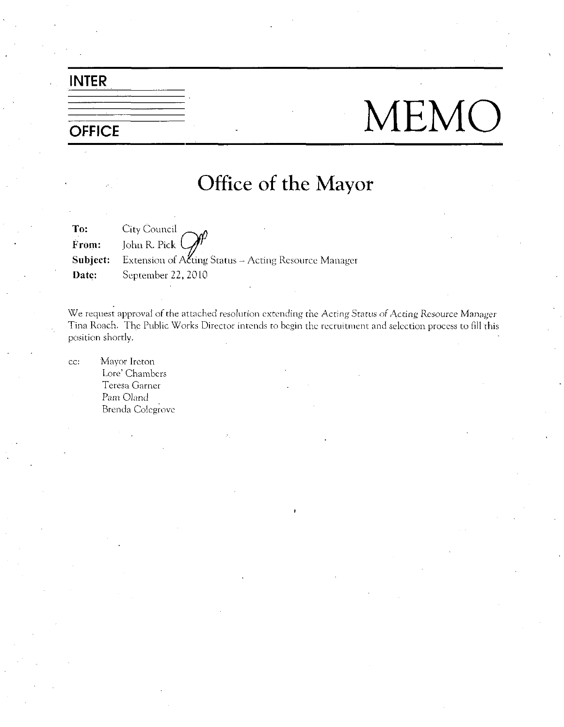**INTER OFFICE**

# MEMO

## Office of the Mayor

**To:** City Council
**From:** John R. Pick
**Subject:** Extension of Acting Status – Acting Resource Manager
**Date:** September 22, 2010

We request approval of the attached resolution extending the *Acting Status of Acting Resource Manager* Tina Roach. The Public Works Director intends to begin the recruitment and selection process to fill this position shortly.

cc: Mayor Ireton
Lore' Chambers
Teresa Garner
Pam Oland
Brenda Colegrove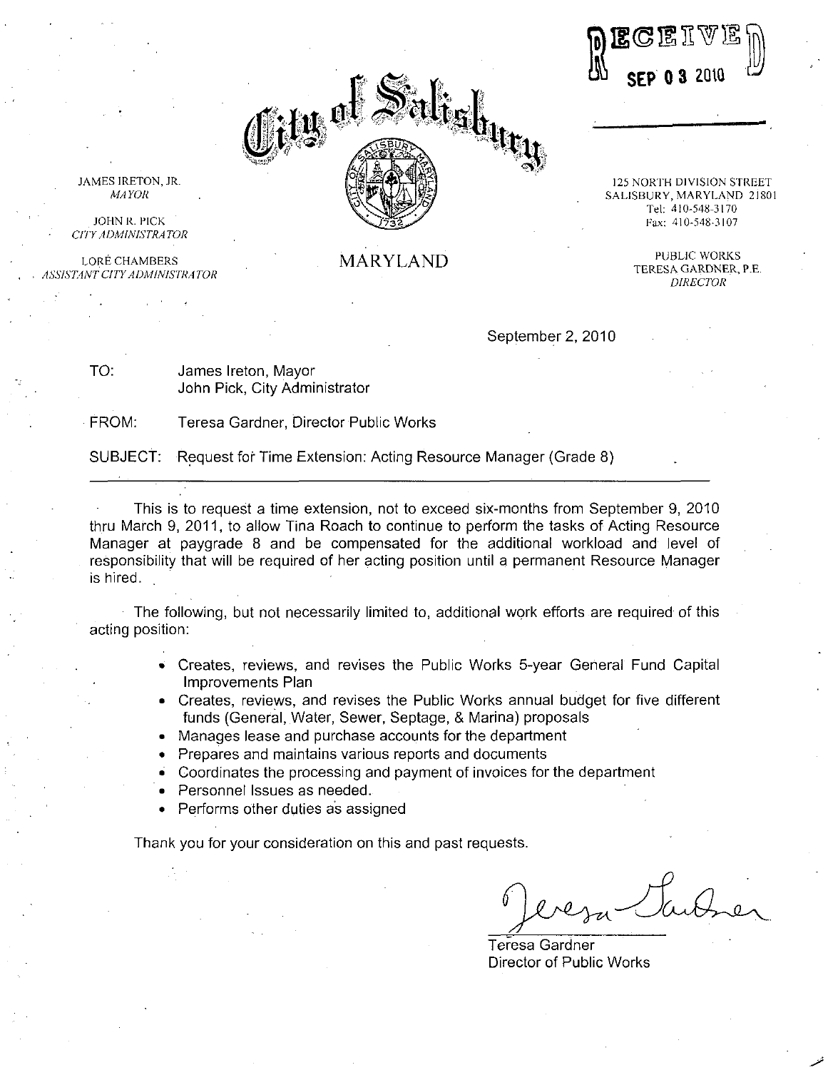RECEIVED
SEP 03 2010

# City of Salisbury

MARYLAND

JAMES IRETON, JR.
*MAYOR*

JOHN R. PICK
*CITY ADMINISTRATOR*

LORÉ CHAMBERS
*ASSISTANT CITY ADMINISTRATOR*

125 NORTH DIVISION STREET
SALISBURY, MARYLAND 21801
Tel: 410-548-3170
Fax: 410-548-3107

PUBLIC WORKS
TERESA GARDNER, P.E.
*DIRECTOR*

September 2, 2010

TO: James Ireton, Mayor
John Pick, City Administrator

FROM: Teresa Gardner, Director Public Works

SUBJECT: Request for Time Extension: Acting Resource Manager (Grade 8)

---

This is to request a time extension, not to exceed six-months from September 9, 2010 thru March 9, 2011, to allow Tina Roach to continue to perform the tasks of Acting Resource Manager at paygrade 8 and be compensated for the additional workload and level of responsibility that will be required of her acting position until a permanent Resource Manager is hired.

The following, but not necessarily limited to, additional work efforts are required of this acting position:

- Creates, reviews, and revises the Public Works 5-year General Fund Capital Improvements Plan
- Creates, reviews, and revises the Public Works annual budget for five different funds (General, Water, Sewer, Septage, & Marina) proposals
- Manages lease and purchase accounts for the department
- Prepares and maintains various reports and documents
- Coordinates the processing and payment of invoices for the department
- Personnel Issues as needed.
- Performs other duties as assigned

Thank you for your consideration on this and past requests.

Teresa Gardner
Director of Public Works